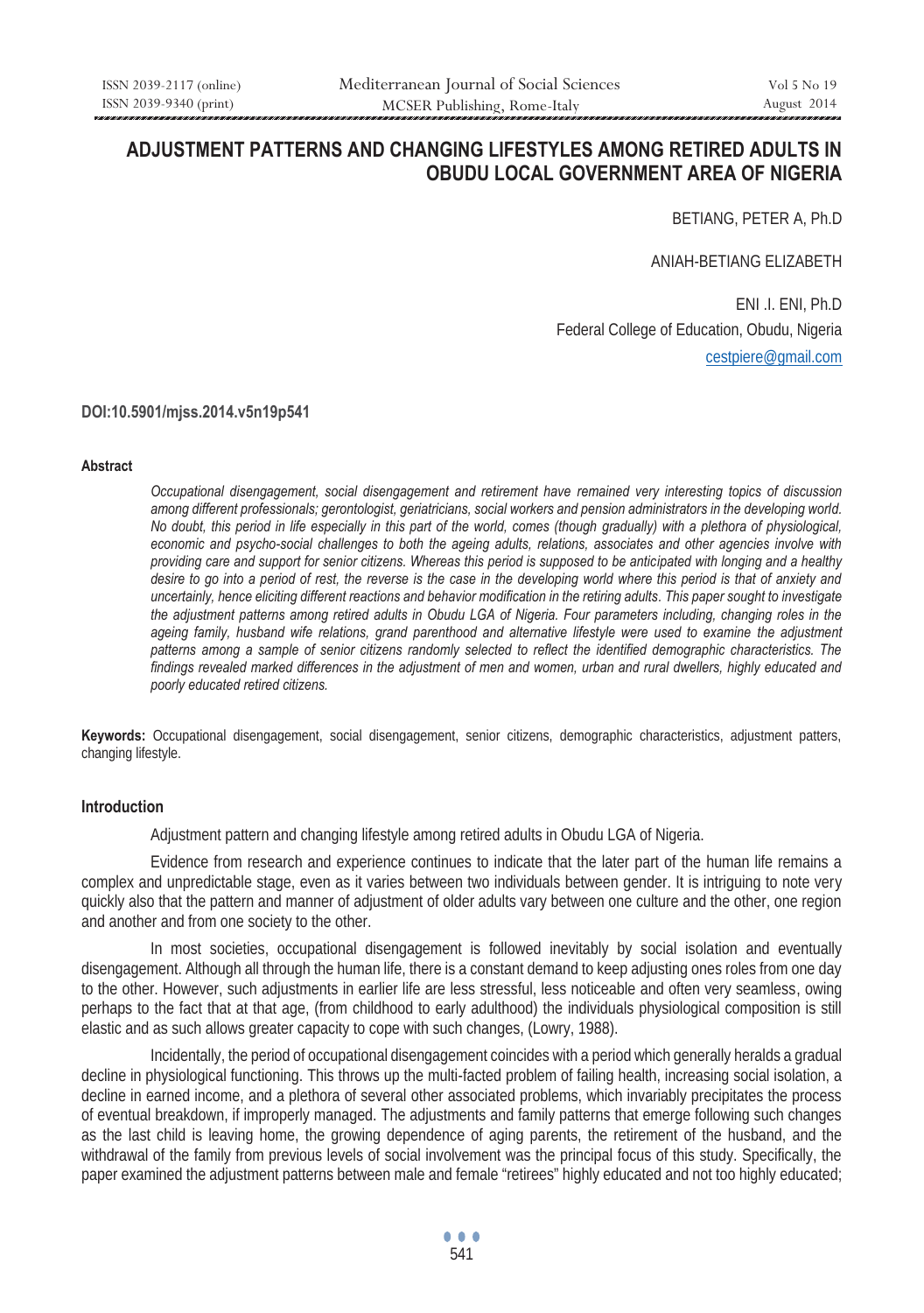# ADJUSTMENT PATTERNS AND CHANGING LIFESTYLES AMONG RETIRED ADULTS IN OBUDU LOCAL GOVERNMENT AREA OF NIGERIA

BETIANG, PETER A, Ph.D

ANIAH-BETIANG ELIZABETH

ENI .I. ENI, Ph.D
Federal College of Education, Obudu, Nigeria
cestpiere@gmail.com

**DOI:10.5901/mjss.2014.v5n19p541**

### Abstract

*Occupational disengagement, social disengagement and retirement have remained very interesting topics of discussion among different professionals; gerontologist, geriatricians, social workers and pension administrators in the developing world. No doubt, this period in life especially in this part of the world, comes (though gradually) with a plethora of physiological, economic and psycho-social challenges to both the ageing adults, relations, associates and other agencies involve with providing care and support for senior citizens. Whereas this period is supposed to be anticipated with longing and a healthy desire to go into a period of rest, the reverse is the case in the developing world where this period is that of anxiety and uncertainly, hence eliciting different reactions and behavior modification in the retiring adults. This paper sought to investigate the adjustment patterns among retired adults in Obudu LGA of Nigeria. Four parameters including, changing roles in the ageing family, husband wife relations, grand parenthood and alternative lifestyle were used to examine the adjustment patterns among a sample of senior citizens randomly selected to reflect the identified demographic characteristics. The findings revealed marked differences in the adjustment of men and women, urban and rural dwellers, highly educated and poorly educated retired citizens.*

**Keywords:** Occupational disengagement, social disengagement, senior citizens, demographic characteristics, adjustment patters, changing lifestyle.

### Introduction

Adjustment pattern and changing lifestyle among retired adults in Obudu LGA of Nigeria.

Evidence from research and experience continues to indicate that the later part of the human life remains a complex and unpredictable stage, even as it varies between two individuals between gender. It is intriguing to note very quickly also that the pattern and manner of adjustment of older adults vary between one culture and the other, one region and another and from one society to the other.

In most societies, occupational disengagement is followed inevitably by social isolation and eventually disengagement. Although all through the human life, there is a constant demand to keep adjusting ones roles from one day to the other. However, such adjustments in earlier life are less stressful, less noticeable and often very seamless, owing perhaps to the fact that at that age, (from childhood to early adulthood) the individuals physiological composition is still elastic and as such allows greater capacity to cope with such changes, (Lowry, 1988).

Incidentally, the period of occupational disengagement coincides with a period which generally heralds a gradual decline in physiological functioning. This throws up the multi-facted problem of failing health, increasing social isolation, a decline in earned income, and a plethora of several other associated problems, which invariably precipitates the process of eventual breakdown, if improperly managed. The adjustments and family patterns that emerge following such changes as the last child is leaving home, the growing dependence of aging parents, the retirement of the husband, and the withdrawal of the family from previous levels of social involvement was the principal focus of this study. Specifically, the paper examined the adjustment patterns between male and female "retirees" highly educated and not too highly educated;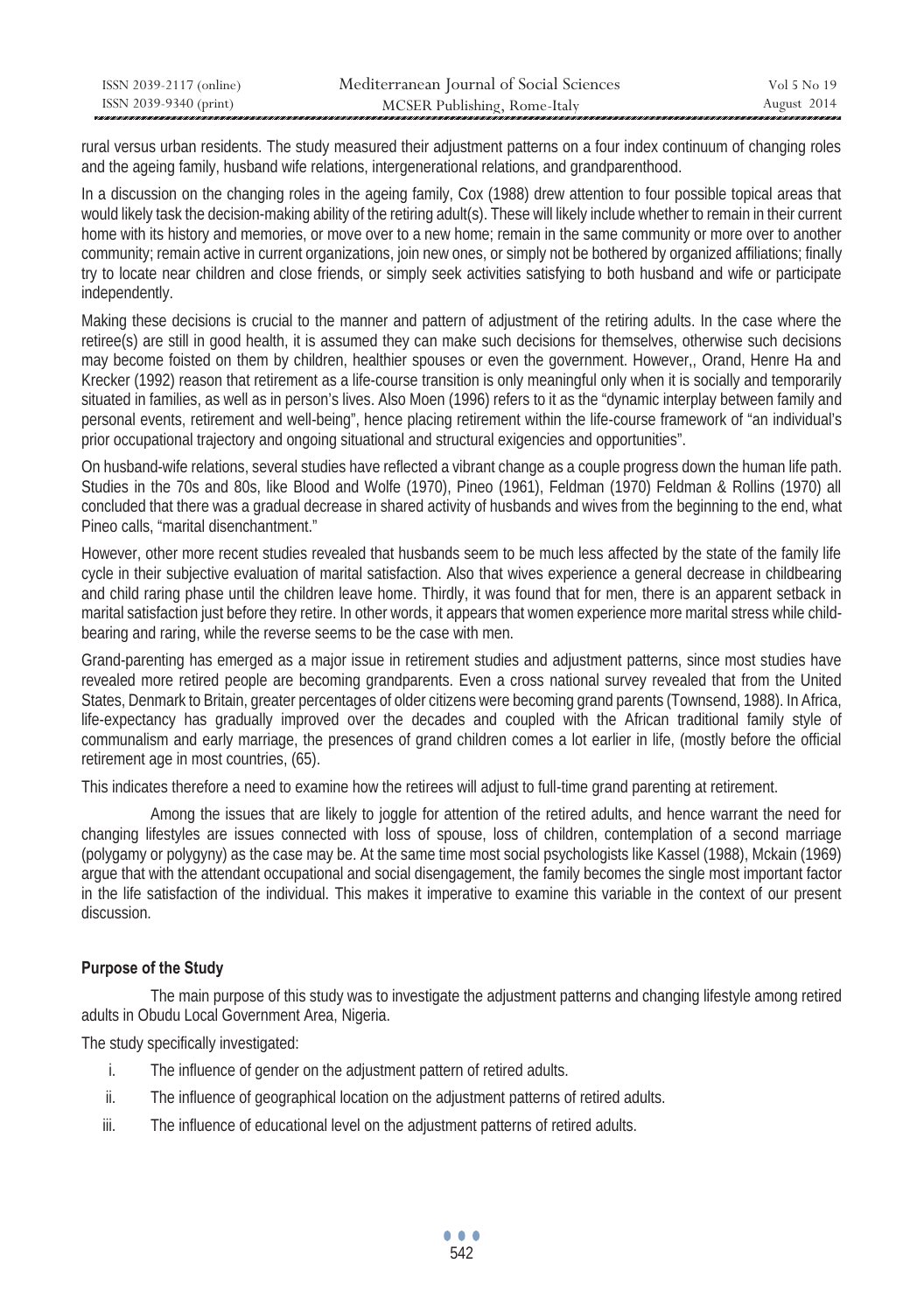rural versus urban residents. The study measured their adjustment patterns on a four index continuum of changing roles and the ageing family, husband wife relations, intergenerational relations, and grandparenthood.

In a discussion on the changing roles in the ageing family, Cox (1988) drew attention to four possible topical areas that would likely task the decision-making ability of the retiring adult(s). These will likely include whether to remain in their current home with its history and memories, or move over to a new home; remain in the same community or more over to another community; remain active in current organizations, join new ones, or simply not be bothered by organized affiliations; finally try to locate near children and close friends, or simply seek activities satisfying to both husband and wife or participate independently.

Making these decisions is crucial to the manner and pattern of adjustment of the retiring adults. In the case where the retiree(s) are still in good health, it is assumed they can make such decisions for themselves, otherwise such decisions may become foisted on them by children, healthier spouses or even the government. However,, Orand, Henre Ha and Krecker (1992) reason that retirement as a life-course transition is only meaningful only when it is socially and temporarily situated in families, as well as in person's lives. Also Moen (1996) refers to it as the "dynamic interplay between family and personal events, retirement and well-being", hence placing retirement within the life-course framework of "an individual's prior occupational trajectory and ongoing situational and structural exigencies and opportunities".

On husband-wife relations, several studies have reflected a vibrant change as a couple progress down the human life path. Studies in the 70s and 80s, like Blood and Wolfe (1970), Pineo (1961), Feldman (1970) Feldman & Rollins (1970) all concluded that there was a gradual decrease in shared activity of husbands and wives from the beginning to the end, what Pineo calls, "marital disenchantment."

However, other more recent studies revealed that husbands seem to be much less affected by the state of the family life cycle in their subjective evaluation of marital satisfaction. Also that wives experience a general decrease in childbearing and child raring phase until the children leave home. Thirdly, it was found that for men, there is an apparent setback in marital satisfaction just before they retire. In other words, it appears that women experience more marital stress while child-bearing and raring, while the reverse seems to be the case with men.

Grand-parenting has emerged as a major issue in retirement studies and adjustment patterns, since most studies have revealed more retired people are becoming grandparents. Even a cross national survey revealed that from the United States, Denmark to Britain, greater percentages of older citizens were becoming grand parents (Townsend, 1988). In Africa, life-expectancy has gradually improved over the decades and coupled with the African traditional family style of communalism and early marriage, the presences of grand children comes a lot earlier in life, (mostly before the official retirement age in most countries, (65).

This indicates therefore a need to examine how the retirees will adjust to full-time grand parenting at retirement.

Among the issues that are likely to joggle for attention of the retired adults, and hence warrant the need for changing lifestyles are issues connected with loss of spouse, loss of children, contemplation of a second marriage (polygamy or polygyny) as the case may be. At the same time most social psychologists like Kassel (1988), Mckain (1969) argue that with the attendant occupational and social disengagement, the family becomes the single most important factor in the life satisfaction of the individual. This makes it imperative to examine this variable in the context of our present discussion.

## Purpose of the Study

The main purpose of this study was to investigate the adjustment patterns and changing lifestyle among retired adults in Obudu Local Government Area, Nigeria.

The study specifically investigated:

i. The influence of gender on the adjustment pattern of retired adults.
ii. The influence of geographical location on the adjustment patterns of retired adults.
iii. The influence of educational level on the adjustment patterns of retired adults.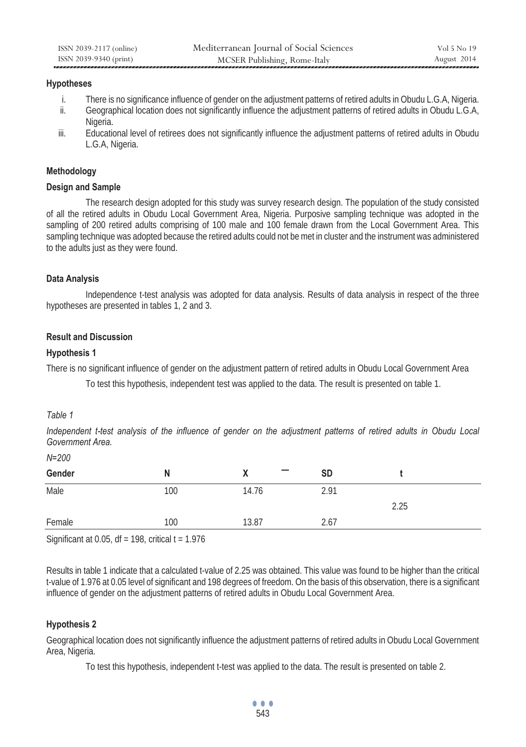**Hypotheses**

i. There is no significance influence of gender on the adjustment patterns of retired adults in Obudu L.G.A, Nigeria.
ii. Geographical location does not significantly influence the adjustment patterns of retired adults in Obudu L.G.A, Nigeria.
iii. Educational level of retirees does not significantly influence the adjustment patterns of retired adults in Obudu L.G.A, Nigeria.

## Methodology

### Design and Sample

The research design adopted for this study was survey research design. The population of the study consisted of all the retired adults in Obudu Local Government Area, Nigeria. Purposive sampling technique was adopted in the sampling of 200 retired adults comprising of 100 male and 100 female drawn from the Local Government Area. This sampling technique was adopted because the retired adults could not be met in cluster and the instrument was administered to the adults just as they were found.

### Data Analysis

Independence t-test analysis was adopted for data analysis. Results of data analysis in respect of the three hypotheses are presented in tables 1, 2 and 3.

## Result and Discussion

### Hypothesis 1

There is no significant influence of gender on the adjustment pattern of retired adults in Obudu Local Government Area

To test this hypothesis, independent test was applied to the data. The result is presented on table 1.

*Table 1*

*Independent t-test analysis of the influence of gender on the adjustment patterns of retired adults in Obudu Local Government Area.*

*N=200*

| Gender | N | $\bar{X}$ | SD | t |
|---|---|---|---|---|
| Male | 100 | 14.76 | 2.91 | |
| | | | | 2.25 |
| Female | 100 | 13.87 | 2.67 | |

Significant at 0.05, df = 198, critical t = 1.976

Results in table 1 indicate that a calculated t-value of 2.25 was obtained. This value was found to be higher than the critical t-value of 1.976 at 0.05 level of significant and 198 degrees of freedom. On the basis of this observation, there is a significant influence of gender on the adjustment patterns of retired adults in Obudu Local Government Area.

### Hypothesis 2

Geographical location does not significantly influence the adjustment patterns of retired adults in Obudu Local Government Area, Nigeria.

To test this hypothesis, independent t-test was applied to the data. The result is presented on table 2.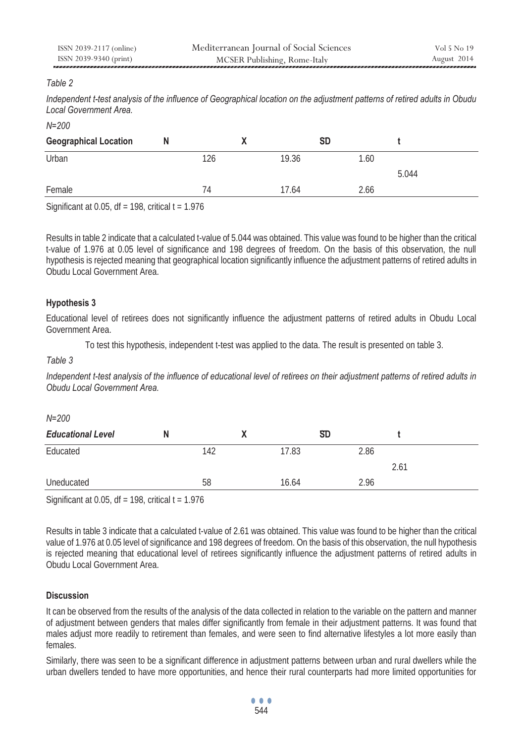*Table 2*

*Independent t-test analysis of the influence of Geographical location on the adjustment patterns of retired adults in Obudu Local Government Area.*

*N=200*

| Geographical Location | N | X | SD | t |
|---|---|---|---|---|
| Urban | 126 | 19.36 | 1.60 | 5.044 |
| Female | 74 | 17.64 | 2.66 | |

Significant at 0.05, df = 198, critical t = 1.976

Results in table 2 indicate that a calculated t-value of 5.044 was obtained. This value was found to be higher than the critical t-value of 1.976 at 0.05 level of significance and 198 degrees of freedom. On the basis of this observation, the null hypothesis is rejected meaning that geographical location significantly influence the adjustment patterns of retired adults in Obudu Local Government Area.

### Hypothesis 3

Educational level of retirees does not significantly influence the adjustment patterns of retired adults in Obudu Local Government Area.

To test this hypothesis, independent t-test was applied to the data. The result is presented on table 3.

*Table 3*

*Independent t-test analysis of the influence of educational level of retirees on their adjustment patterns of retired adults in Obudu Local Government Area.*

*N=200*

| *Educational Level* | N | X | SD | t |
|---|---|---|---|---|
| Educated | 142 | 17.83 | 2.86 | 2.61 |
| Uneducated | 58 | 16.64 | 2.96 | |

Significant at 0.05, df = 198, critical t = 1.976

Results in table 3 indicate that a calculated t-value of 2.61 was obtained. This value was found to be higher than the critical value of 1.976 at 0.05 level of significance and 198 degrees of freedom. On the basis of this observation, the null hypothesis is rejected meaning that educational level of retirees significantly influence the adjustment patterns of retired adults in Obudu Local Government Area.

### Discussion

It can be observed from the results of the analysis of the data collected in relation to the variable on the pattern and manner of adjustment between genders that males differ significantly from female in their adjustment patterns. It was found that males adjust more readily to retirement than females, and were seen to find alternative lifestyles a lot more easily than females.

Similarly, there was seen to be a significant difference in adjustment patterns between urban and rural dwellers while the urban dwellers tended to have more opportunities, and hence their rural counterparts had more limited opportunities for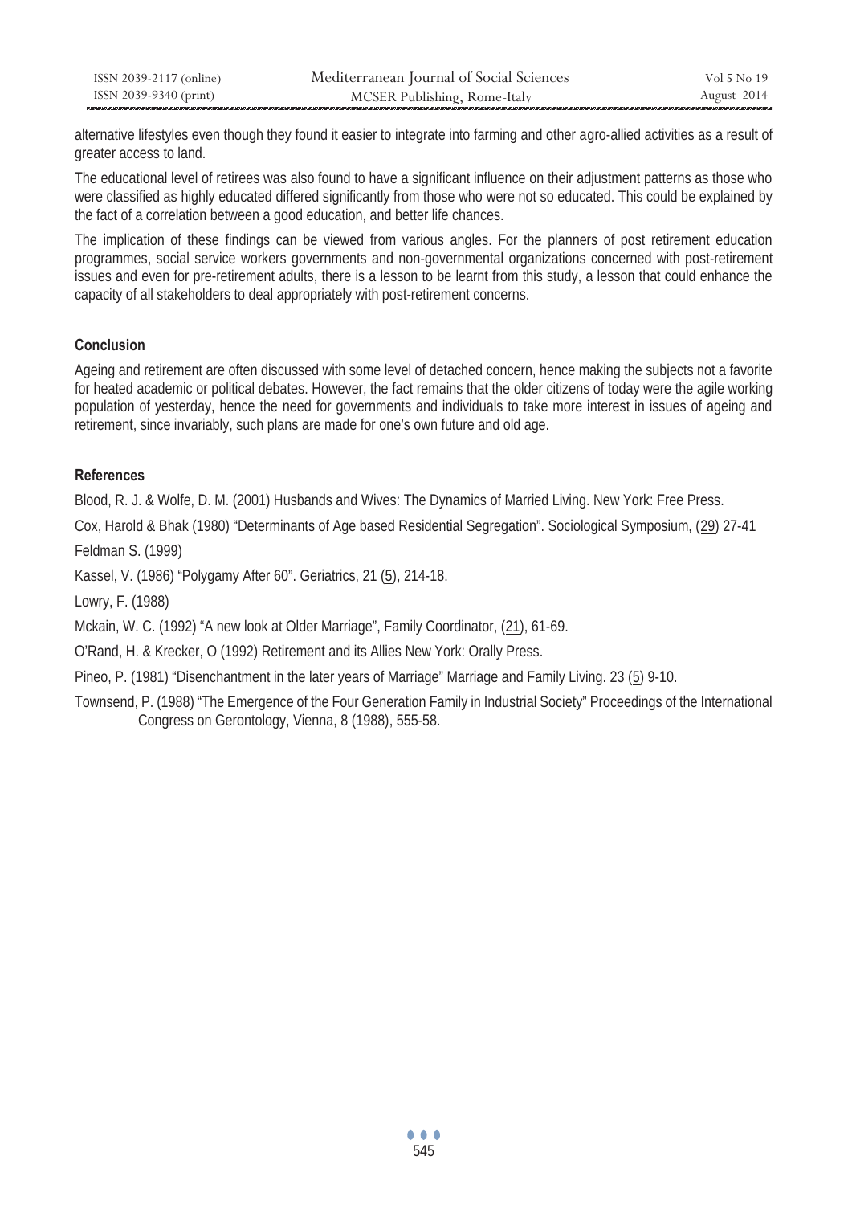alternative lifestyles even though they found it easier to integrate into farming and other agro-allied activities as a result of greater access to land.

The educational level of retirees was also found to have a significant influence on their adjustment patterns as those who were classified as highly educated differed significantly from those who were not so educated. This could be explained by the fact of a correlation between a good education, and better life chances.

The implication of these findings can be viewed from various angles. For the planners of post retirement education programmes, social service workers governments and non-governmental organizations concerned with post-retirement issues and even for pre-retirement adults, there is a lesson to be learnt from this study, a lesson that could enhance the capacity of all stakeholders to deal appropriately with post-retirement concerns.

## Conclusion

Ageing and retirement are often discussed with some level of detached concern, hence making the subjects not a favorite for heated academic or political debates. However, the fact remains that the older citizens of today were the agile working population of yesterday, hence the need for governments and individuals to take more interest in issues of ageing and retirement, since invariably, such plans are made for one's own future and old age.

## References

Blood, R. J. & Wolfe, D. M. (2001) Husbands and Wives: The Dynamics of Married Living. New York: Free Press.

Cox, Harold & Bhak (1980) "Determinants of Age based Residential Segregation". Sociological Symposium, (29) 27-41

Feldman S. (1999)

Kassel, V. (1986) "Polygamy After 60". Geriatrics, 21 (5), 214-18.

Lowry, F. (1988)

Mckain, W. C. (1992) "A new look at Older Marriage", Family Coordinator, (21), 61-69.

O'Rand, H. & Krecker, O (1992) Retirement and its Allies New York: Orally Press.

Pineo, P. (1981) "Disenchantment in the later years of Marriage" Marriage and Family Living. 23 (5) 9-10.

Townsend, P. (1988) "The Emergence of the Four Generation Family in Industrial Society" Proceedings of the International Congress on Gerontology, Vienna, 8 (1988), 555-58.